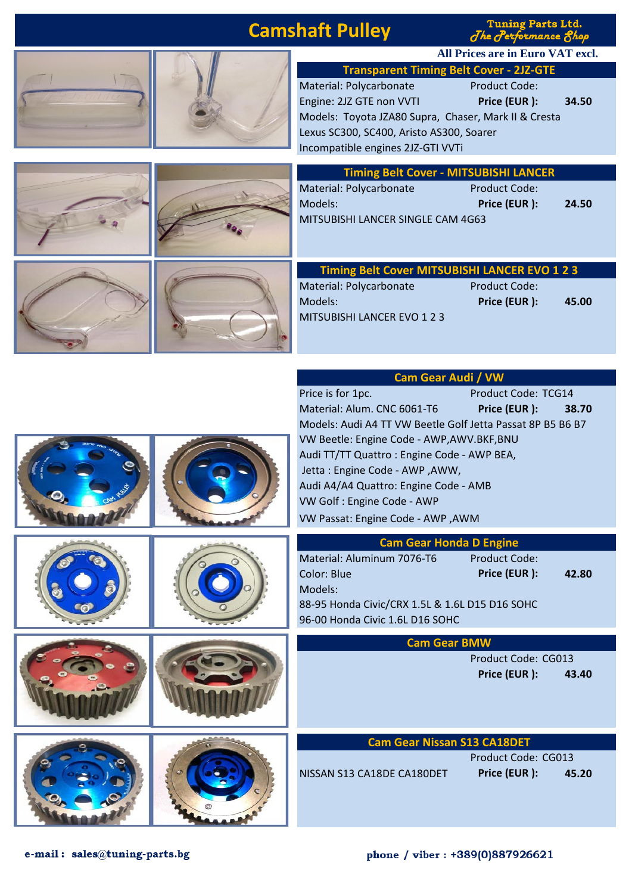# Camshaft Pulley

Tuning Parts Ltd.
*The Performance Shop*

**All Prices are in Euro VAT excl.**

## Transparent Timing Belt Cover - 2JZ-GTE

Material: Polycarbonate — Product Code:
Engine: 2JZ GTE non VVTI — **Price (EUR ):** **34.50**
Models: Toyota JZA80 Supra, Chaser, Mark II & Cresta
Lexus SC300, SC400, Aristo AS300, Soarer
Incompatible engines 2JZ-GTI VVTi

## Timing Belt Cover - MITSUBISHI LANCER

Material: Polycarbonate — Product Code:
Models: — **Price (EUR ):** **24.50**
MITSUBISHI LANCER SINGLE CAM 4G63

## Timing Belt Cover MITSUBISHI LANCER EVO 1 2 3

Material: Polycarbonate — Product Code:
Models: — **Price (EUR ):** **45.00**
MITSUBISHI LANCER EVO 1 2 3

## Cam Gear Audi / VW

Price is for 1pc. — Product Code: TCG14
Material: Alum. CNC 6061-T6 — **Price (EUR ):** **38.70**
Models: Audi A4 TT VW Beetle Golf Jetta Passat 8P B5 B6 B7
VW Beetle: Engine Code - AWP,AWV.BKF,BNU
Audi TT/TT Quattro : Engine Code - AWP BEA,
Jetta : Engine Code - AWP ,AWW,
Audi A4/A4 Quattro: Engine Code - AMB
VW Golf : Engine Code - AWP
VW Passat: Engine Code - AWP ,AWM

## Cam Gear Honda D Engine

Material: Aluminum 7076-T6 — Product Code:
Color: Blue — **Price (EUR ):** **42.80**
Models:
88-95 Honda Civic/CRX 1.5L & 1.6L D15 D16 SOHC
96-00 Honda Civic 1.6L D16 SOHC

## Cam Gear BMW

Product Code: CG013
**Price (EUR ):** **43.40**

## Cam Gear Nissan S13 CA18DET

Product Code: CG013
NISSAN S13 CA18DE CA180DET — **Price (EUR ):** **45.20**

**e-mail :** **sales@tuning-parts.bg**

**phone / viber : +389(0)887926621**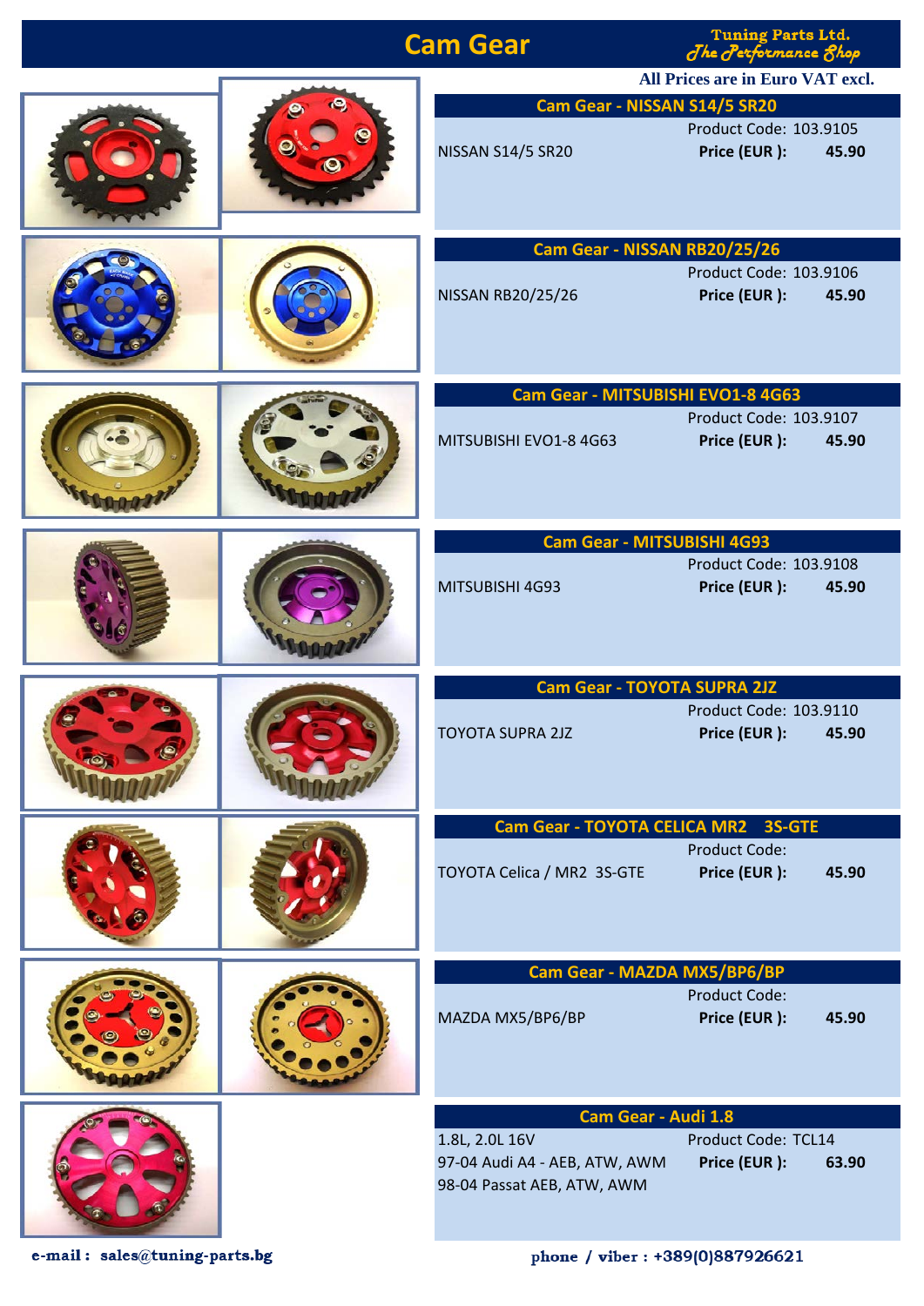# Cam Gear

Tuning Parts Ltd.
*The Performance Shop*

**All Prices are in Euro VAT excl.**

## Cam Gear - NISSAN S14/5 SR20

NISSAN S14/5 SR20

Product Code: 103.9105

**Price (EUR ): 45.90**

## Cam Gear - NISSAN RB20/25/26

NISSAN RB20/25/26

Product Code: 103.9106

**Price (EUR ): 45.90**

## Cam Gear - MITSUBISHI EVO1-8 4G63

MITSUBISHI EVO1-8 4G63

Product Code: 103.9107

**Price (EUR ): 45.90**

## Cam Gear - MITSUBISHI 4G93

MITSUBISHI 4G93

Product Code: 103.9108

**Price (EUR ): 45.90**

## Cam Gear - TOYOTA SUPRA 2JZ

TOYOTA SUPRA 2JZ

Product Code: 103.9110

**Price (EUR ): 45.90**

## Cam Gear - TOYOTA CELICA MR2 3S-GTE

TOYOTA Celica / MR2 3S-GTE

Product Code:

**Price (EUR ): 45.90**

## Cam Gear - MAZDA MX5/BP6/BP

MAZDA MX5/BP6/BP

Product Code:

**Price (EUR ): 45.90**

## Cam Gear - Audi 1.8

1.8L, 2.0L 16V
97-04 Audi A4 - AEB, ATW, AWM
98-04 Passat AEB, ATW, AWM

Product Code: TCL14

**Price (EUR ): 63.90**

**e-mail : sales@tuning-parts.bg**

**phone / viber : +389(0)887926621**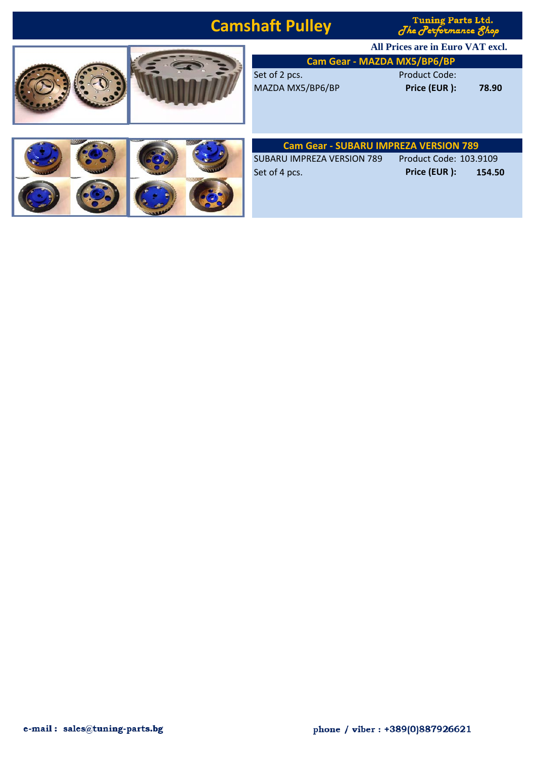# Camshaft Pulley

Tuning Parts Ltd.
*The Performance Shop*

**All Prices are in Euro VAT excl.**

## Cam Gear - MAZDA MX5/BP6/BP

| | |
|---|---|
| Set of 2 pcs. | Product Code: |
| MAZDA MX5/BP6/BP | **Price (EUR ): 78.90** |

## Cam Gear - SUBARU IMPREZA VERSION 789

| | |
|---|---|
| SUBARU IMPREZA VERSION 789 | Product Code: 103.9109 |
| Set of 4 pcs. | **Price (EUR ): 154.50** |

**e-mail : sales@tuning-parts.bg**

**phone / viber : +389(0)887926621**